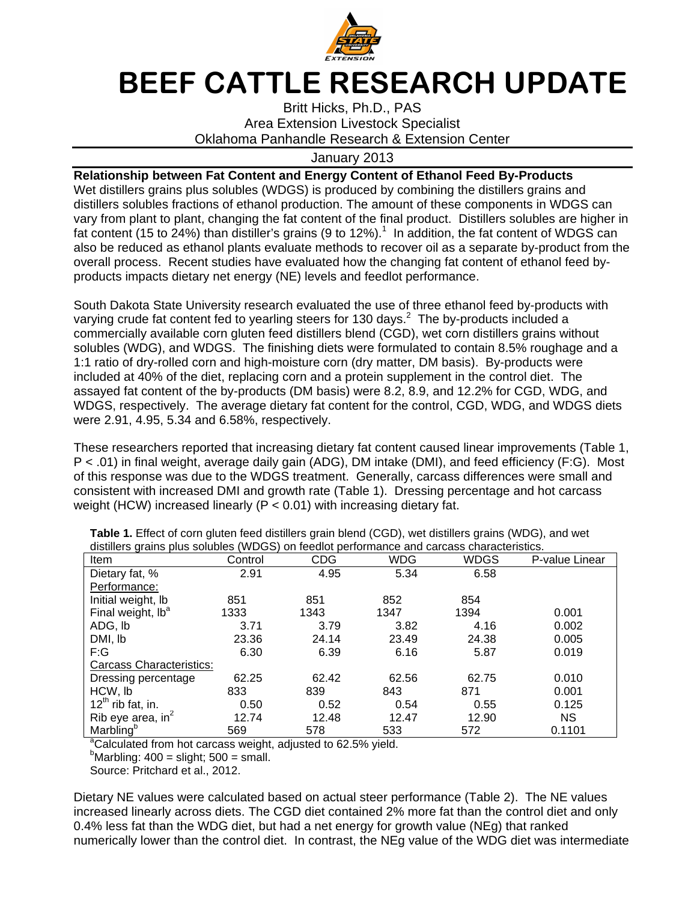# BEEF CATTLE RESEARCH UPDATE

Britt Hicks, Ph.D., PAS
Area Extension Livestock Specialist
Oklahoma Panhandle Research & Extension Center

January 2013

**Relationship between Fat Content and Energy Content of Ethanol Feed By-Products**

Wet distillers grains plus solubles (WDGS) is produced by combining the distillers grains and distillers solubles fractions of ethanol production. The amount of these components in WDGS can vary from plant to plant, changing the fat content of the final product. Distillers solubles are higher in fat content (15 to 24%) than distiller's grains (9 to 12%).[1] In addition, the fat content of WDGS can also be reduced as ethanol plants evaluate methods to recover oil as a separate by-product from the overall process. Recent studies have evaluated how the changing fat content of ethanol feed by-products impacts dietary net energy (NE) levels and feedlot performance.

South Dakota State University research evaluated the use of three ethanol feed by-products with varying crude fat content fed to yearling steers for 130 days.[2] The by-products included a commercially available corn gluten feed distillers blend (CGD), wet corn distillers grains without solubles (WDG), and WDGS. The finishing diets were formulated to contain 8.5% roughage and a 1:1 ratio of dry-rolled corn and high-moisture corn (dry matter, DM basis). By-products were included at 40% of the diet, replacing corn and a protein supplement in the control diet. The assayed fat content of the by-products (DM basis) were 8.2, 8.9, and 12.2% for CGD, WDG, and WDGS, respectively. The average dietary fat content for the control, CGD, WDG, and WDGS diets were 2.91, 4.95, 5.34 and 6.58%, respectively.

These researchers reported that increasing dietary fat content caused linear improvements (Table 1, $P < .01$) in final weight, average daily gain (ADG), DM intake (DMI), and feed efficiency (F:G). Most of this response was due to the WDGS treatment. Generally, carcass differences were small and consistent with increased DMI and growth rate (Table 1). Dressing percentage and hot carcass weight (HCW) increased linearly ($P < 0.01$) with increasing dietary fat.

**Table 1.** Effect of corn gluten feed distillers grain blend (CGD), wet distillers grains (WDG), and wet distillers grains plus solubles (WDGS) on feedlot performance and carcass characteristics.

| Item | Control | CDG | WDG | WDGS | P-value Linear |
|---|---|---|---|---|---|
| Dietary fat, % | 2.91 | 4.95 | 5.34 | 6.58 | |
| Performance: | | | | | |
| Initial weight, lb | 851 | 851 | 852 | 854 | |
| Final weight, lb[a] | 1333 | 1343 | 1347 | 1394 | 0.001 |
| ADG, lb | 3.71 | 3.79 | 3.82 | 4.16 | 0.002 |
| DMI, lb | 23.36 | 24.14 | 23.49 | 24.38 | 0.005 |
| F:G | 6.30 | 6.39 | 6.16 | 5.87 | 0.019 |
| Carcass Characteristics: | | | | | |
| Dressing percentage | 62.25 | 62.42 | 62.56 | 62.75 | 0.010 |
| HCW, lb | 833 | 839 | 843 | 871 | 0.001 |
| 12[th] rib fat, in. | 0.50 | 0.52 | 0.54 | 0.55 | 0.125 |
| Rib eye area, $in^2$ | 12.74 | 12.48 | 12.47 | 12.90 | NS |
| Marbling[b] | 569 | 578 | 533 | 572 | 0.1101 |

[a]Calculated from hot carcass weight, adjusted to 62.5% yield.
[b]Marbling: 400 = slight; 500 = small.
Source: Pritchard et al., 2012.

Dietary NE values were calculated based on actual steer performance (Table 2). The NE values increased linearly across diets. The CGD diet contained 2% more fat than the control diet and only 0.4% less fat than the WDG diet, but had a net energy for growth value (NEg) that ranked numerically lower than the control diet. In contrast, the NEg value of the WDG diet was intermediate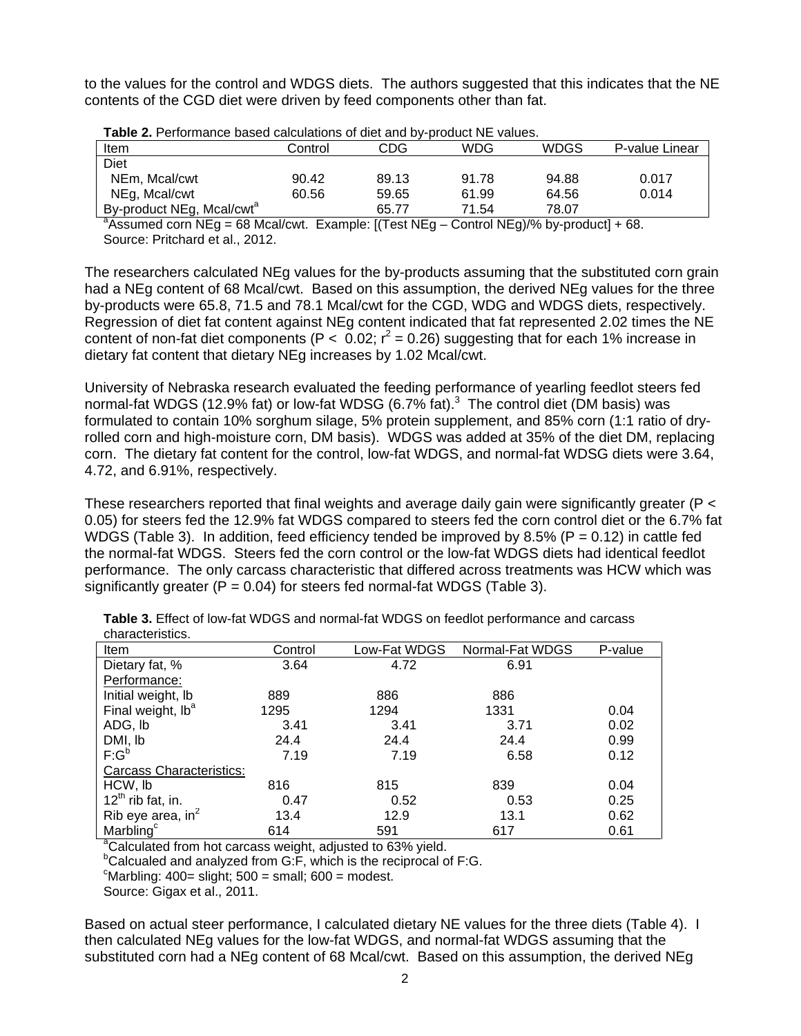to the values for the control and WDGS diets. The authors suggested that this indicates that the NE contents of the CGD diet were driven by feed components other than fat.

**Table 2.** Performance based calculations of diet and by-product NE values.

| Item | Control | CDG | WDG | WDGS | P-value Linear |
|---|---|---|---|---|---|
| Diet | | | | | |
| NEm, Mcal/cwt | 90.42 | 89.13 | 91.78 | 94.88 | 0.017 |
| NEg, Mcal/cwt | 60.56 | 59.65 | 61.99 | 64.56 | 0.014 |
| By-product NEg, Mcal/cwt[a] | | 65.77 | 71.54 | 78.07 | |

[a]Assumed corn NEg = 68 Mcal/cwt. Example: [(Test NEg – Control NEg)/% by-product] + 68.
Source: Pritchard et al., 2012.

The researchers calculated NEg values for the by-products assuming that the substituted corn grain had a NEg content of 68 Mcal/cwt. Based on this assumption, the derived NEg values for the three by-products were 65.8, 71.5 and 78.1 Mcal/cwt for the CGD, WDG and WDGS diets, respectively. Regression of diet fat content against NEg content indicated that fat represented 2.02 times the NE content of non-fat diet components ($P < 0.02$; $r^2 = 0.26$) suggesting that for each 1% increase in dietary fat content that dietary NEg increases by 1.02 Mcal/cwt.

University of Nebraska research evaluated the feeding performance of yearling feedlot steers fed normal-fat WDGS (12.9% fat) or low-fat WDSG (6.7% fat).[3] The control diet (DM basis) was formulated to contain 10% sorghum silage, 5% protein supplement, and 85% corn (1:1 ratio of dry-rolled corn and high-moisture corn, DM basis). WDGS was added at 35% of the diet DM, replacing corn. The dietary fat content for the control, low-fat WDGS, and normal-fat WDSG diets were 3.64, 4.72, and 6.91%, respectively.

These researchers reported that final weights and average daily gain were significantly greater ($P < 0.05$) for steers fed the 12.9% fat WDGS compared to steers fed the corn control diet or the 6.7% fat WDGS (Table 3). In addition, feed efficiency tended be improved by 8.5% ($P = 0.12$) in cattle fed the normal-fat WDGS. Steers fed the corn control or the low-fat WDGS diets had identical feedlot performance. The only carcass characteristic that differed across treatments was HCW which was significantly greater ($P = 0.04$) for steers fed normal-fat WDGS (Table 3).

**Table 3.** Effect of low-fat WDGS and normal-fat WDGS on feedlot performance and carcass characteristics.

| Item | Control | Low-Fat WDGS | Normal-Fat WDGS | P-value |
|---|---|---|---|---|
| Dietary fat, % | 3.64 | 4.72 | 6.91 | |
| Performance: | | | | |
| Initial weight, lb | 889 | 886 | 886 | |
| Final weight, lb[a] | 1295 | 1294 | 1331 | 0.04 |
| ADG, lb | 3.41 | 3.41 | 3.71 | 0.02 |
| DMI, lb | 24.4 | 24.4 | 24.4 | 0.99 |
| F:G[b] | 7.19 | 7.19 | 6.58 | 0.12 |
| Carcass Characteristics: | | | | |
| HCW, lb | 816 | 815 | 839 | 0.04 |
| 12th rib fat, in. | 0.47 | 0.52 | 0.53 | 0.25 |
| Rib eye area, in$^2$ | 13.4 | 12.9 | 13.1 | 0.62 |
| Marbling[c] | 614 | 591 | 617 | 0.61 |

[a]Calculated from hot carcass weight, adjusted to 63% yield.
[b]Calcualed and analyzed from G:F, which is the reciprocal of F:G.
[c]Marbling: 400= slight; 500 = small; 600 = modest.
Source: Gigax et al., 2011.

Based on actual steer performance, I calculated dietary NE values for the three diets (Table 4). I then calculated NEg values for the low-fat WDGS, and normal-fat WDGS assuming that the substituted corn had a NEg content of 68 Mcal/cwt. Based on this assumption, the derived NEg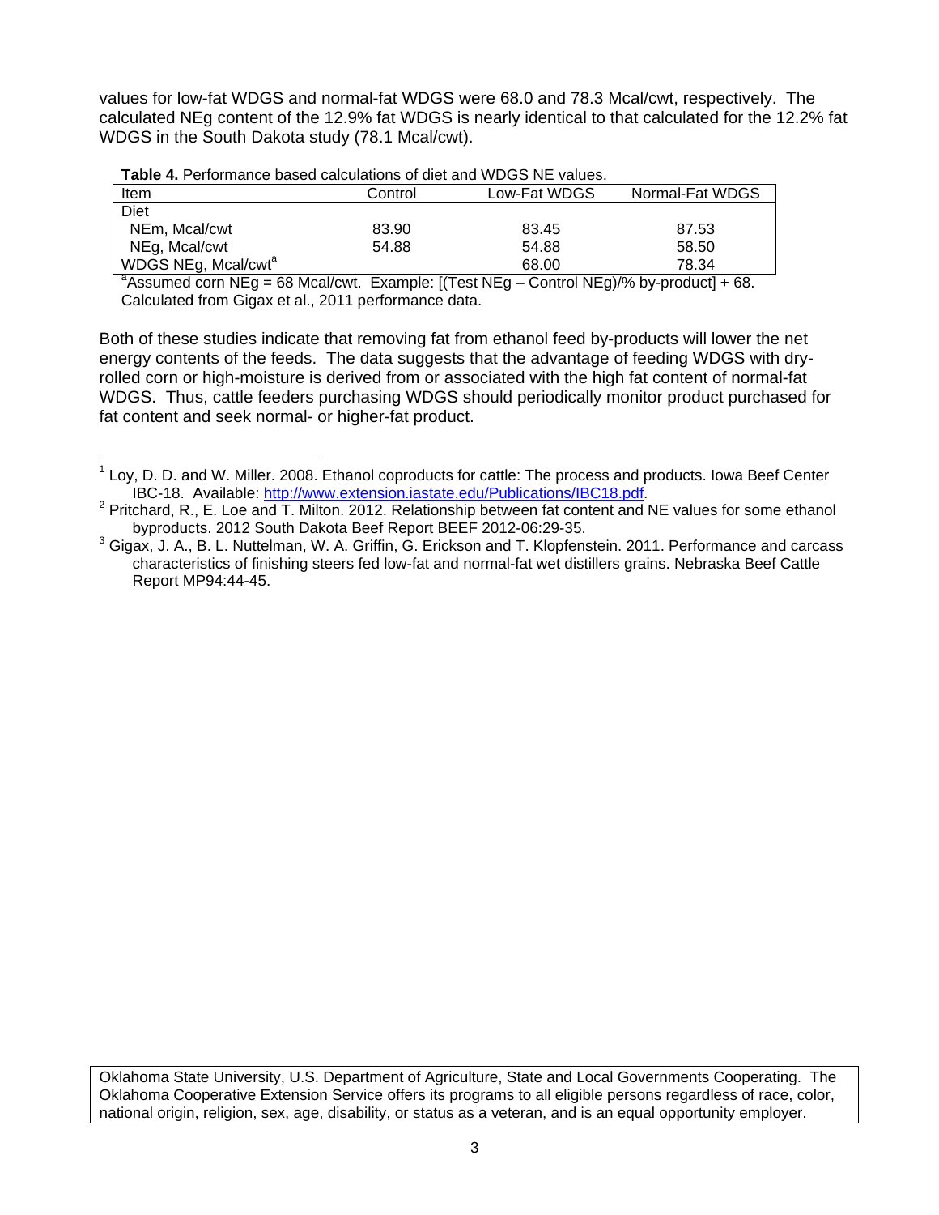values for low-fat WDGS and normal-fat WDGS were 68.0 and 78.3 Mcal/cwt, respectively. The calculated NEg content of the 12.9% fat WDGS is nearly identical to that calculated for the 12.2% fat WDGS in the South Dakota study (78.1 Mcal/cwt).

**Table 4.** Performance based calculations of diet and WDGS NE values.

| Item | Control | Low-Fat WDGS | Normal-Fat WDGS |
|---|---|---|---|
| Diet | | | |
| NEm, Mcal/cwt | 83.90 | 83.45 | 87.53 |
| NEg, Mcal/cwt | 54.88 | 54.88 | 58.50 |
| WDGS NEg, Mcal/cwt[a] | | 68.00 | 78.34 |

[a]Assumed corn NEg = 68 Mcal/cwt. Example: [(Test NEg – Control NEg)/% by-product] + 68. Calculated from Gigax et al., 2011 performance data.

Both of these studies indicate that removing fat from ethanol feed by-products will lower the net energy contents of the feeds. The data suggests that the advantage of feeding WDGS with dry-rolled corn or high-moisture is derived from or associated with the high fat content of normal-fat WDGS. Thus, cattle feeders purchasing WDGS should periodically monitor product purchased for fat content and seek normal- or higher-fat product.

---

[1] Loy, D. D. and W. Miller. 2008. Ethanol coproducts for cattle: The process and products. Iowa Beef Center IBC-18. Available: http://www.extension.iastate.edu/Publications/IBC18.pdf.

[2] Pritchard, R., E. Loe and T. Milton. 2012. Relationship between fat content and NE values for some ethanol byproducts. 2012 South Dakota Beef Report BEEF 2012-06:29-35.

[3] Gigax, J. A., B. L. Nuttelman, W. A. Griffin, G. Erickson and T. Klopfenstein. 2011. Performance and carcass characteristics of finishing steers fed low-fat and normal-fat wet distillers grains. Nebraska Beef Cattle Report MP94:44-45.

Oklahoma State University, U.S. Department of Agriculture, State and Local Governments Cooperating. The Oklahoma Cooperative Extension Service offers its programs to all eligible persons regardless of race, color, national origin, religion, sex, age, disability, or status as a veteran, and is an equal opportunity employer.